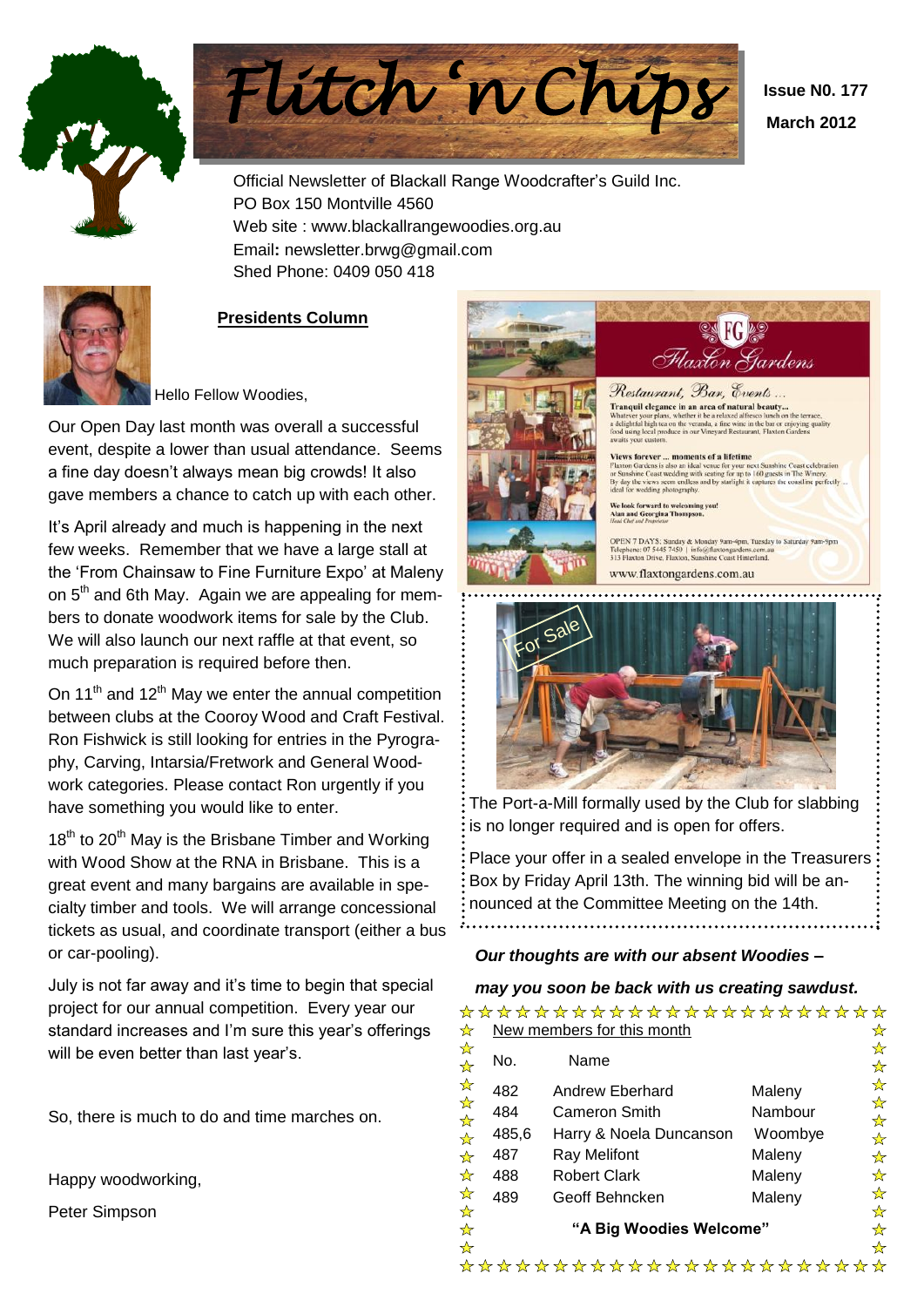# Flitch 'n Chips

**Issue N0. 177**

**March 2012**

Official Newsletter of Blackall Range Woodcrafter's Guild Inc.
PO Box 150 Montville 4560
Web site : www.blackallrangewoodies.org.au
Email: newsletter.brwg@gmail.com
Shed Phone: 0409 050 418

## Presidents Column

Hello Fellow Woodies,

Our Open Day last month was overall a successful event, despite a lower than usual attendance. Seems a fine day doesn't always mean big crowds! It also gave members a chance to catch up with each other.

It's April already and much is happening in the next few weeks. Remember that we have a large stall at the 'From Chainsaw to Fine Furniture Expo' at Maleny on 5th and 6th May. Again we are appealing for members to donate woodwork items for sale by the Club. We will also launch our next raffle at that event, so much preparation is required before then.

On 11th and 12th May we enter the annual competition between clubs at the Cooroy Wood and Craft Festival. Ron Fishwick is still looking for entries in the Pyrography, Carving, Intarsia/Fretwork and General Woodwork categories. Please contact Ron urgently if you have something you would like to enter.

18th to 20th May is the Brisbane Timber and Working with Wood Show at the RNA in Brisbane. This is a great event and many bargains are available in specialty timber and tools. We will arrange concessional tickets as usual, and coordinate transport (either a bus or car-pooling).

July is not far away and it's time to begin that special project for our annual competition. Every year our standard increases and I'm sure this year's offerings will be even better than last year's.

So, there is much to do and time marches on.

Happy woodworking,

Peter Simpson

---

**Flaxton Gardens**

*Restaurant, Bar, Events ...*

**Tranquil elegance in an area of natural beauty...**
Whatever your plans, whether it be a relaxed alfresco lunch on the terrace, a delightful high tea on the veranda, a fine wine in the bar or enjoying quality food using local produce in our Vineyard Restaurant, Flaxton Gardens awaits your custom.

**Views forever ... moments of a lifetime**
Flaxton Gardens is also an ideal venue for your next Sunshine Coast celebration or Sunshine Coast wedding with seating for up to 160 guests in The Winery. By day the views seem endless and by starlight it captures the coastline perfectly - ideal for wedding photography.

**We look forward to welcoming you!**
**Alan and Georgina Thompson.**
*Head Chef and Proprietor*

OPEN 7 DAYS: Sunday & Monday 9am-6pm, Tuesday to Saturday 9am-9pm
Telephone: 07 5445 7450 | info@flaxtongardens.com.au
313 Flaxton Drive, Flaxton, Sunshine Coast Hinterland.

www.flaxtongardens.com.au

---

For Sale

The Port-a-Mill formally used by the Club for slabbing is no longer required and is open for offers.

Place your offer in a sealed envelope in the Treasurers Box by Friday April 13th. The winning bid will be announced at the Committee Meeting on the 14th.

---

***Our thoughts are with our absent Woodies – may you soon be back with us creating sawdust.***

New members for this month

| No. | Name | |
|---|---|---|
| 482 | Andrew Eberhard | Maleny |
| 484 | Cameron Smith | Nambour |
| 485,6 | Harry & Noela Duncanson | Woombye |
| 487 | Ray Melifont | Maleny |
| 488 | Robert Clark | Maleny |
| 489 | Geoff Behncken | Maleny |

**"A Big Woodies Welcome"**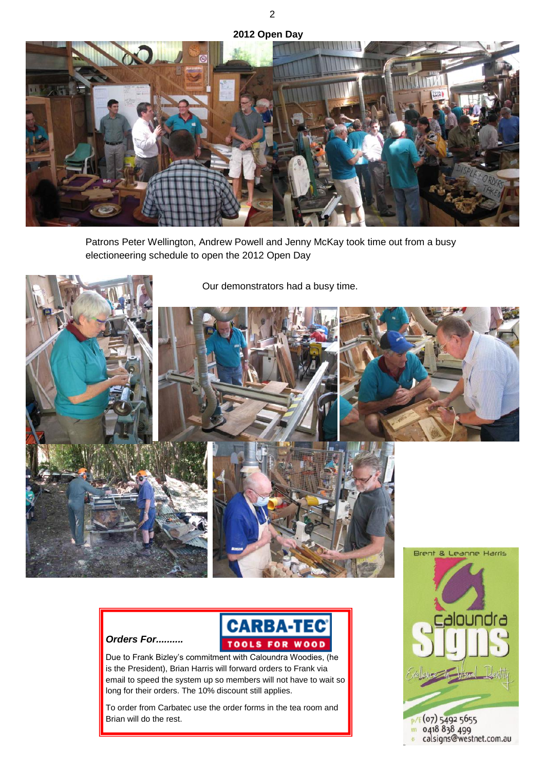## 2012 Open Day

Patrons Peter Wellington, Andrew Powell and Jenny McKay took time out from a busy electioneering schedule to open the 2012 Open Day

Our demonstrators had a busy time.

### *Orders For..........*

CARBA-TEC TOOLS FOR WOOD

Due to Frank Bizley's commitment with Caloundra Woodies, (he is the President), Brian Harris will forward orders to Frank via email to speed the system up so members will not have to wait so long for their orders. The 10% discount still applies.

To order from Carbatec use the order forms in the tea room and Brian will do the rest.

Brent & Leanne Harris

Caloundra Signs

Excellence in Visual Identity

p/f (07) 5492 5655
m 0418 838 499
e calsigns@westnet.com.au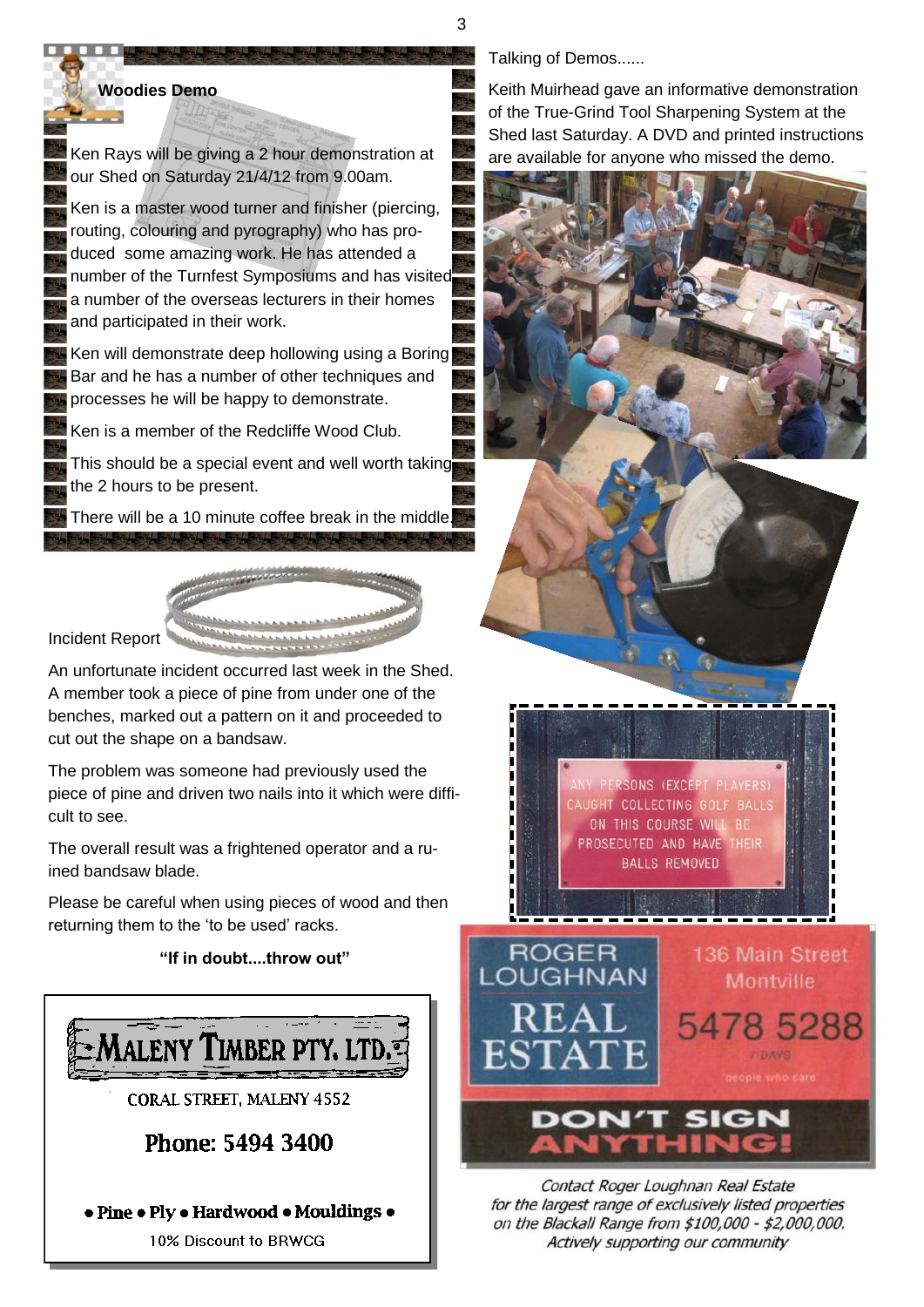## Woodies Demo

Ken Rays will be giving a 2 hour demonstration at our Shed on Saturday 21/4/12 from 9.00am.

Ken is a master wood turner and finisher (piercing, routing, colouring and pyrography) who has produced some amazing work. He has attended a number of the Turnfest Symposiums and has visited a number of the overseas lecturers in their homes and participated in their work.

Ken will demonstrate deep hollowing using a Boring Bar and he has a number of other techniques and processes he will be happy to demonstrate.

Ken is a member of the Redcliffe Wood Club.

This should be a special event and well worth taking the 2 hours to be present.

There will be a 10 minute coffee break in the middle.

## Incident Report

An unfortunate incident occurred last week in the Shed. A member took a piece of pine from under one of the benches, marked out a pattern on it and proceeded to cut out the shape on a bandsaw.

The problem was someone had previously used the piece of pine and driven two nails into it which were difficult to see.

The overall result was a frightened operator and a ruined bandsaw blade.

Please be careful when using pieces of wood and then returning them to the 'to be used' racks.

**"If in doubt....throw out"**

MALENY TIMBER PTY. LTD.

CORAL STREET, MALENY 4552

Phone: 5494 3400

• Pine • Ply • Hardwood • Mouldings •

10% Discount to BRWCG

## Talking of Demos......

Keith Muirhead gave an informative demonstration of the True-Grind Tool Sharpening System at the Shed last Saturday. A DVD and printed instructions are available for anyone who missed the demo.

ANY PERSONS (EXCEPT PLAYERS) CAUGHT COLLECTING GOLF BALLS ON THIS COURSE WILL BE PROSECUTED AND HAVE THEIR BALLS REMOVED

ROGER LOUGHNAN REAL ESTATE

136 Main Street Montville

5478 5288

7 DAYS

'people who care'

DON'T SIGN ANYTHING!

*Contact Roger Loughnan Real Estate for the largest range of exclusively listed properties on the Blackall Range from $100,000 - $2,000,000. Actively supporting our community*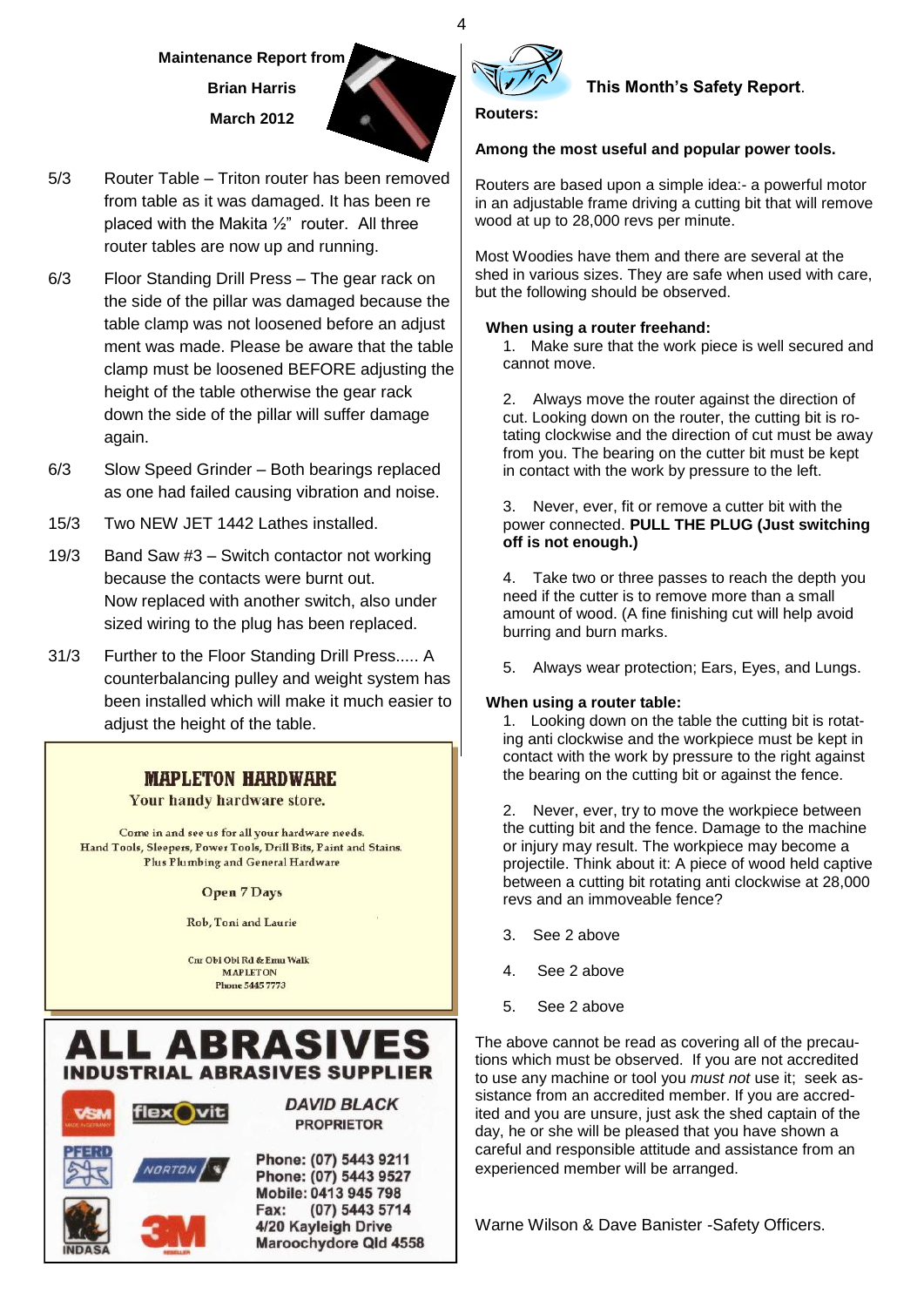## Maintenance Report from Brian Harris

**March 2012**

5/3 Router Table – Triton router has been removed from table as it was damaged. It has been re placed with the Makita ½" router. All three router tables are now up and running.

6/3 Floor Standing Drill Press – The gear rack on the side of the pillar was damaged because the table clamp was not loosened before an adjust ment was made. Please be aware that the table clamp must be loosened BEFORE adjusting the height of the table otherwise the gear rack down the side of the pillar will suffer damage again.

6/3 Slow Speed Grinder – Both bearings replaced as one had failed causing vibration and noise.

15/3 Two NEW JET 1442 Lathes installed.

19/3 Band Saw #3 – Switch contactor not working because the contacts were burnt out. Now replaced with another switch, also under sized wiring to the plug has been replaced.

31/3 Further to the Floor Standing Drill Press..... A counterbalancing pulley and weight system has been installed which will make it much easier to adjust the height of the table.

---

**MAPLETON HARDWARE**

Your handy hardware store.

Come in and see us for all your hardware needs.
Hand Tools, Sleepers, Power Tools, Drill Bits, Paint and Stains.
Plus Plumbing and General Hardware

Open 7 Days

Rob, Toni and Laurie

Cnr Obi Obi Rd & Emu Walk
MAPLETON
Phone 5445 7773

---

**ALL ABRASIVES**
**INDUSTRIAL ABRASIVES SUPPLIER**

VSM · flexovit · PFERD · NORTON · INDASA · 3M

*DAVID BLACK*
PROPRIETOR

Phone: (07) 5443 9211
Phone: (07) 5443 9527
Mobile: 0413 945 798
Fax: (07) 5443 5714
4/20 Kayleigh Drive
Maroochydore Qld 4558

---

## This Month's Safety Report.

**Routers:**

**Among the most useful and popular power tools.**

Routers are based upon a simple idea:- a powerful motor in an adjustable frame driving a cutting bit that will remove wood at up to 28,000 revs per minute.

Most Woodies have them and there are several at the shed in various sizes. They are safe when used with care, but the following should be observed.

**When using a router freehand:**

1. Make sure that the work piece is well secured and cannot move.

2. Always move the router against the direction of cut. Looking down on the router, the cutting bit is rotating clockwise and the direction of cut must be away from you. The bearing on the cutter bit must be kept in contact with the work by pressure to the left.

3. Never, ever, fit or remove a cutter bit with the power connected. **PULL THE PLUG (Just switching off is not enough.)**

4. Take two or three passes to reach the depth you need if the cutter is to remove more than a small amount of wood. (A fine finishing cut will help avoid burring and burn marks.

5. Always wear protection; Ears, Eyes, and Lungs.

**When using a router table:**

1. Looking down on the table the cutting bit is rotating anti clockwise and the workpiece must be kept in contact with the work by pressure to the right against the bearing on the cutting bit or against the fence.

2. Never, ever, try to move the workpiece between the cutting bit and the fence. Damage to the machine or injury may result. The workpiece may become a projectile. Think about it: A piece of wood held captive between a cutting bit rotating anti clockwise at 28,000 revs and an immoveable fence?

3. See 2 above

4. See 2 above

5. See 2 above

The above cannot be read as covering all of the precautions which must be observed. If you are not accredited to use any machine or tool you *must not* use it; seek assistance from an accredited member. If you are accredited and you are unsure, just ask the shed captain of the day, he or she will be pleased that you have shown a careful and responsible attitude and assistance from an experienced member will be arranged.

Warne Wilson & Dave Banister -Safety Officers.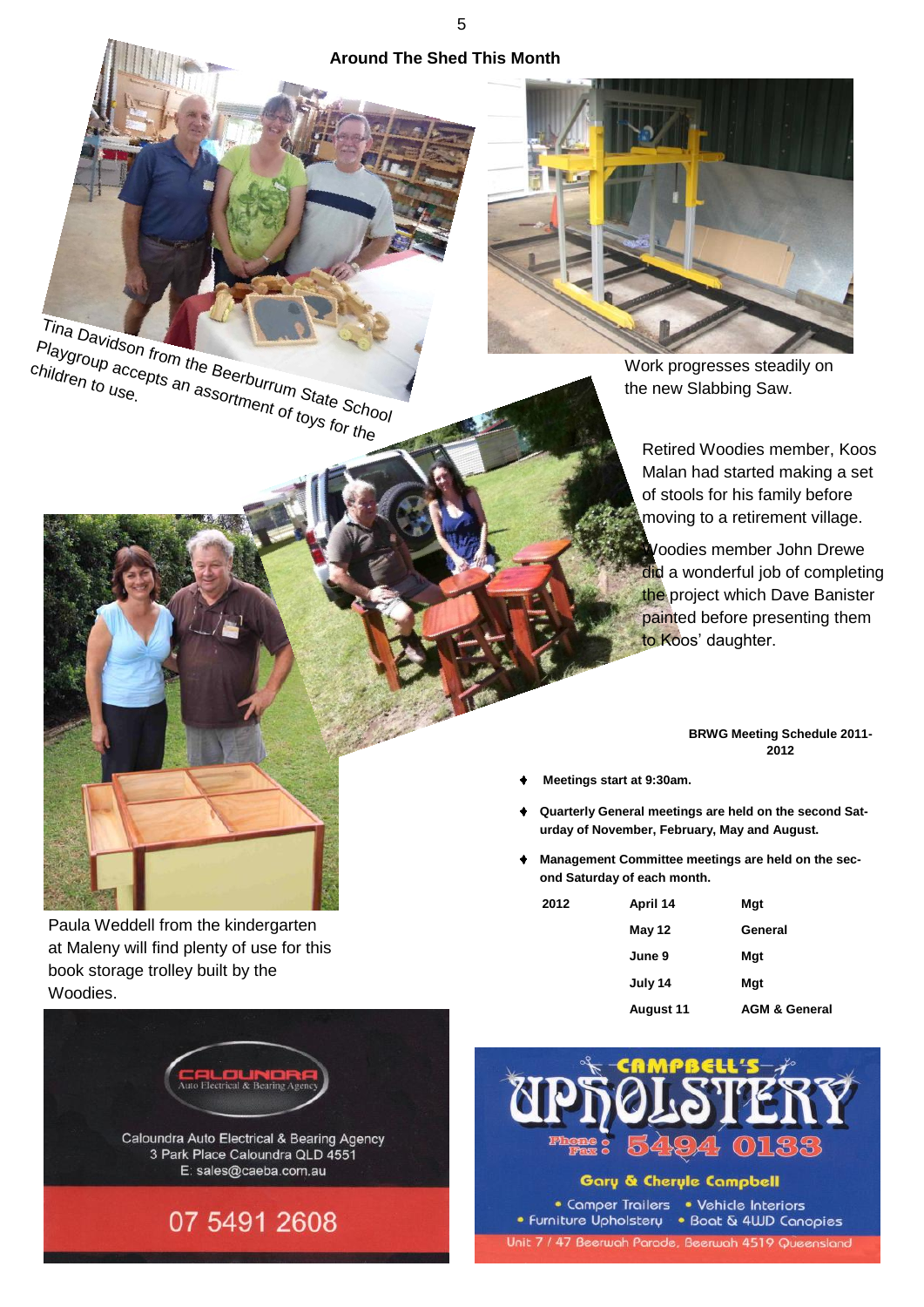## Around The Shed This Month

Tina Davidson from the Beerburrum State School Playgroup accepts an assortment of toys for the children to use.

Work progresses steadily on the new Slabbing Saw.

Retired Woodies member, Koos Malan had started making a set of stools for his family before moving to a retirement village.

Woodies member John Drewe did a wonderful job of completing the project which Dave Banister painted before presenting them to Koos' daughter.

Paula Weddell from the kindergarten at Maleny will find plenty of use for this book storage trolley built by the Woodies.

**BRWG Meeting Schedule 2011-2012**

- **Meetings start at 9:30am.**
- **Quarterly General meetings are held on the second Saturday of November, February, May and August.**
- **Management Committee meetings are held on the second Saturday of each month.**

| | | |
|---|---|---|
| **2012** | **April 14** | **Mgt** |
| | **May 12** | **General** |
| | **June 9** | **Mgt** |
| | **July 14** | **Mgt** |
| | **August 11** | **AGM & General** |

CALOUNDRA Auto Electrical & Bearing Agency

Caloundra Auto Electrical & Bearing Agency
3 Park Place Caloundra QLD 4551
E: sales@caeba.com.au

07 5491 2608

CAMPBELL'S UPHOLSTERY

Phone : Fax : 5494 0133

Gary & Cheryle Campbell

- Camper Trailers
- Vehicle Interiors
- Furniture Upholstery
- Boat & 4WD Canopies

Unit 7 / 47 Beerwah Parade, Beerwah 4519 Queensland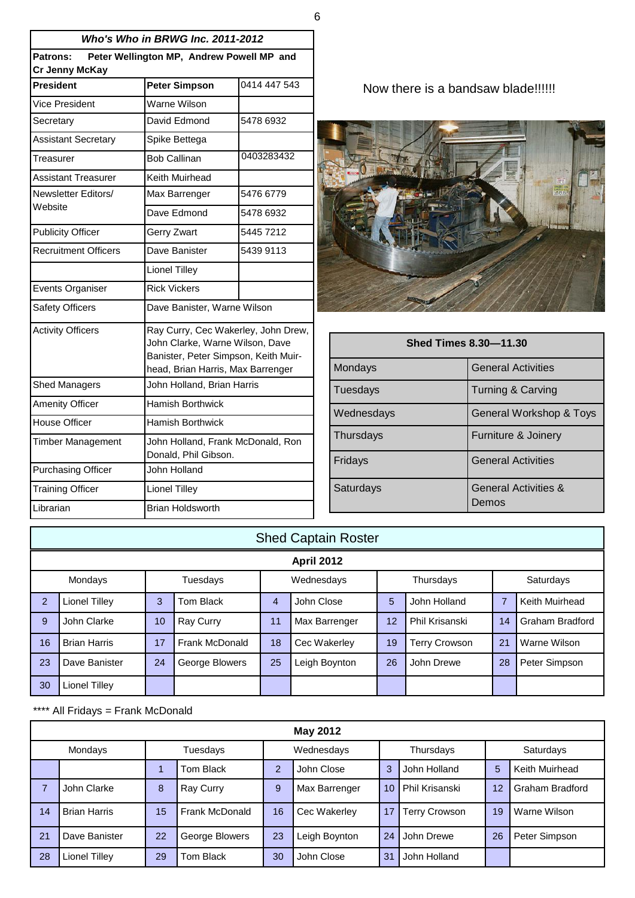## *Who's Who in BRWG Inc. 2011-2012*

**Patrons: Peter Wellington MP, Andrew Powell MP and Cr Jenny McKay**

| | | |
|---|---|---|
| **President** | **Peter Simpson** | 0414 447 543 |
| Vice President | Warne Wilson | |
| Secretary | David Edmond | 5478 6932 |
| Assistant Secretary | Spike Bettega | |
| Treasurer | Bob Callinan | 0403283432 |
| Assistant Treasurer | Keith Muirhead | |
| Newsletter Editors/ Website | Max Barrenger | 5476 6779 |
| | Dave Edmond | 5478 6932 |
| Publicity Officer | Gerry Zwart | 5445 7212 |
| Recruitment Officers | Dave Banister | 5439 9113 |
| | Lionel Tilley | |
| Events Organiser | Rick Vickers | |
| Safety Officers | Dave Banister, Warne Wilson | |
| Activity Officers | Ray Curry, Cec Wakerley, John Drew, John Clarke, Warne Wilson, Dave Banister, Peter Simpson, Keith Muirhead, Brian Harris, Max Barrenger | |
| Shed Managers | John Holland, Brian Harris | |
| Amenity Officer | Hamish Borthwick | |
| House Officer | Hamish Borthwick | |
| Timber Management | John Holland, Frank McDonald, Ron Donald, Phil Gibson. | |
| Purchasing Officer | John Holland | |
| Training Officer | Lionel Tilley | |
| Librarian | Brian Holdsworth | |

Now there is a bandsaw blade!!!!!!

| Shed Times 8.30—11.30 | |
|---|---|
| Mondays | General Activities |
| Tuesdays | Turning & Carving |
| Wednesdays | General Workshop & Toys |
| Thursdays | Furniture & Joinery |
| Fridays | General Activities |
| Saturdays | General Activities & Demos |

## Shed Captain Roster

**April 2012**

| Mondays | | Tuesdays | | Wednesdays | | Thursdays | | Saturdays | |
|---|---|---|---|---|---|---|---|---|---|
| 2 | Lionel Tilley | 3 | Tom Black | 4 | John Close | 5 | John Holland | 7 | Keith Muirhead |
| 9 | John Clarke | 10 | Ray Curry | 11 | Max Barrenger | 12 | Phil Krisanski | 14 | Graham Bradford |
| 16 | Brian Harris | 17 | Frank McDonald | 18 | Cec Wakerley | 19 | Terry Crowson | 21 | Warne Wilson |
| 23 | Dave Banister | 24 | George Blowers | 25 | Leigh Boynton | 26 | John Drewe | 28 | Peter Simpson |
| 30 | Lionel Tilley | | | | | | | | |

**** All Fridays = Frank McDonald

**May 2012**

| Mondays | | Tuesdays | | Wednesdays | | Thursdays | | Saturdays | |
|---|---|---|---|---|---|---|---|---|---|
| | | 1 | Tom Black | 2 | John Close | 3 | John Holland | 5 | Keith Muirhead |
| 7 | John Clarke | 8 | Ray Curry | 9 | Max Barrenger | 10 | Phil Krisanski | 12 | Graham Bradford |
| 14 | Brian Harris | 15 | Frank McDonald | 16 | Cec Wakerley | 17 | Terry Crowson | 19 | Warne Wilson |
| 21 | Dave Banister | 22 | George Blowers | 23 | Leigh Boynton | 24 | John Drewe | 26 | Peter Simpson |
| 28 | Lionel Tilley | 29 | Tom Black | 30 | John Close | 31 | John Holland | | |